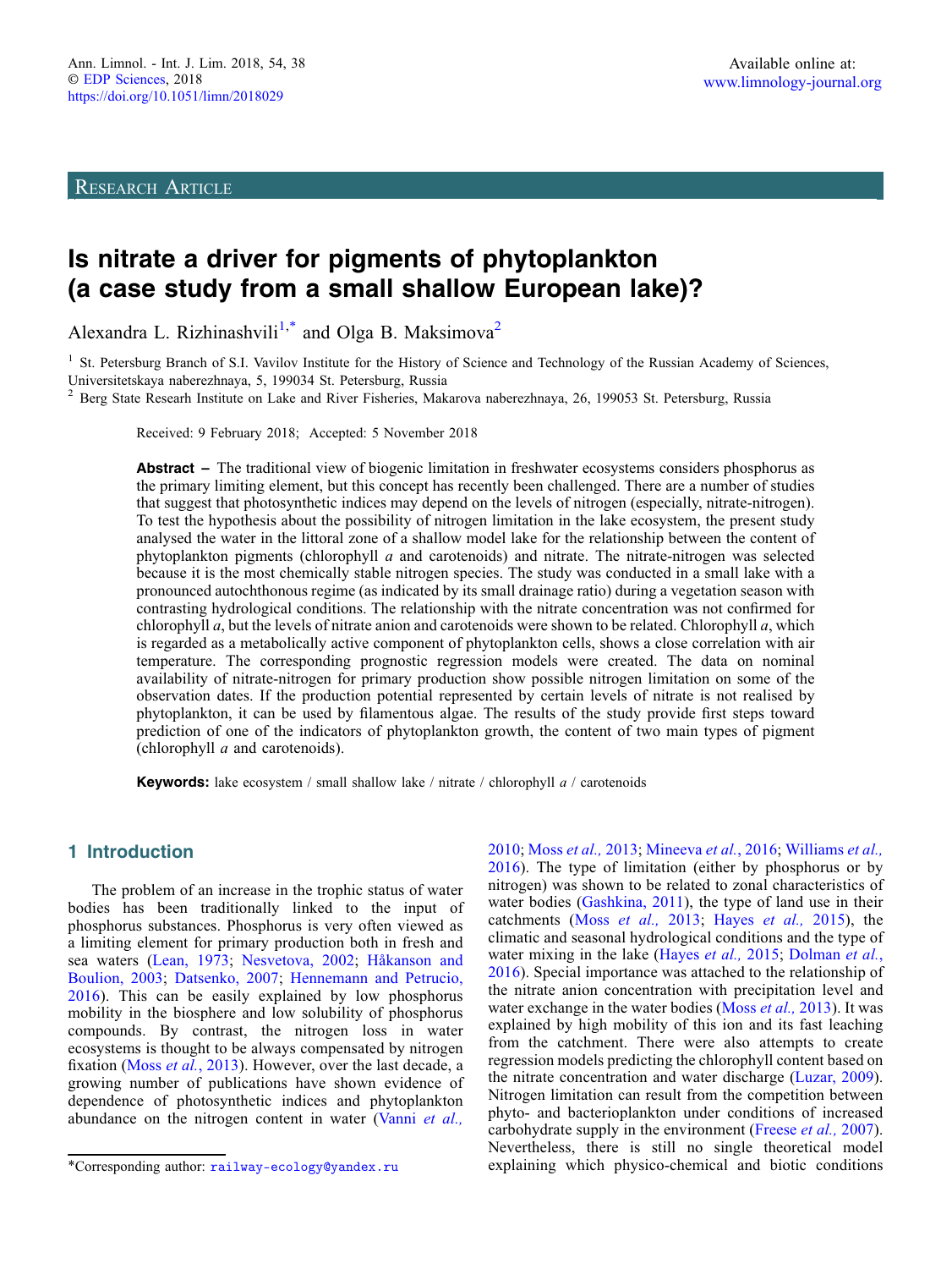RESEARCH ARTICLE

# Is nitrate a driver for pigments of phytoplankton (a case study from a small shallow European lake)?

Alexandra L. Rizhinashvili[1,*] and Olga B. Maksimova[2]

[1] St. Petersburg Branch of S.I. Vavilov Institute for the History of Science and Technology of the Russian Academy of Sciences, Universitetskaya naberezhnaya, 5, 199034 St. Petersburg, Russia

[2] Berg State Researh Institute on Lake and River Fisheries, Makarova naberezhnaya, 26, 199053 St. Petersburg, Russia

Received: 9 February 2018; Accepted: 5 November 2018

**Abstract** – The traditional view of biogenic limitation in freshwater ecosystems considers phosphorus as the primary limiting element, but this concept has recently been challenged. There are a number of studies that suggest that photosynthetic indices may depend on the levels of nitrogen (especially, nitrate-nitrogen). To test the hypothesis about the possibility of nitrogen limitation in the lake ecosystem, the present study analysed the water in the littoral zone of a shallow model lake for the relationship between the content of phytoplankton pigments (chlorophyll *a* and carotenoids) and nitrate. The nitrate-nitrogen was selected because it is the most chemically stable nitrogen species. The study was conducted in a small lake with a pronounced autochthonous regime (as indicated by its small drainage ratio) during a vegetation season with contrasting hydrological conditions. The relationship with the nitrate concentration was not confirmed for chlorophyll *a*, but the levels of nitrate anion and carotenoids were shown to be related. Chlorophyll *a*, which is regarded as a metabolically active component of phytoplankton cells, shows a close correlation with air temperature. The corresponding prognostic regression models were created. The data on nominal availability of nitrate-nitrogen for primary production show possible nitrogen limitation on some of the observation dates. If the production potential represented by certain levels of nitrate is not realised by phytoplankton, it can be used by filamentous algae. The results of the study provide first steps toward prediction of one of the indicators of phytoplankton growth, the content of two main types of pigment (chlorophyll *a* and carotenoids).

**Keywords:** lake ecosystem / small shallow lake / nitrate / chlorophyll *a* / carotenoids

## 1 Introduction

The problem of an increase in the trophic status of water bodies has been traditionally linked to the input of phosphorus substances. Phosphorus is very often viewed as a limiting element for primary production both in fresh and sea waters (Lean, 1973; Nesvetova, 2002; Håkanson and Boulion, 2003; Datsenko, 2007; Hennemann and Petrucio, 2016). This can be easily explained by low phosphorus mobility in the biosphere and low solubility of phosphorus compounds. By contrast, the nitrogen loss in water ecosystems is thought to be always compensated by nitrogen fixation (Moss *et al.*, 2013). However, over the last decade, a growing number of publications have shown evidence of dependence of photosynthetic indices and phytoplankton abundance on the nitrogen content in water (Vanni *et al.*, 2010; Moss *et al.*, 2013; Mineeva *et al.*, 2016; Williams *et al.*, 2016). The type of limitation (either by phosphorus or by nitrogen) was shown to be related to zonal characteristics of water bodies (Gashkina, 2011), the type of land use in their catchments (Moss *et al.*, 2013; Hayes *et al.*, 2015), the climatic and seasonal hydrological conditions and the type of water mixing in the lake (Hayes *et al.*, 2015; Dolman *et al.*, 2016). Special importance was attached to the relationship of the nitrate anion concentration with precipitation level and water exchange in the water bodies (Moss *et al.*, 2013). It was explained by high mobility of this ion and its fast leaching from the catchment. There were also attempts to create regression models predicting the chlorophyll content based on the nitrate concentration and water discharge (Luzar, 2009). Nitrogen limitation can result from the competition between phyto- and bacterioplankton under conditions of increased carbohydrate supply in the environment (Freese *et al.*, 2007). Nevertheless, there is still no single theoretical model explaining which physico-chemical and biotic conditions

*Corresponding author: railway-ecology@yandex.ru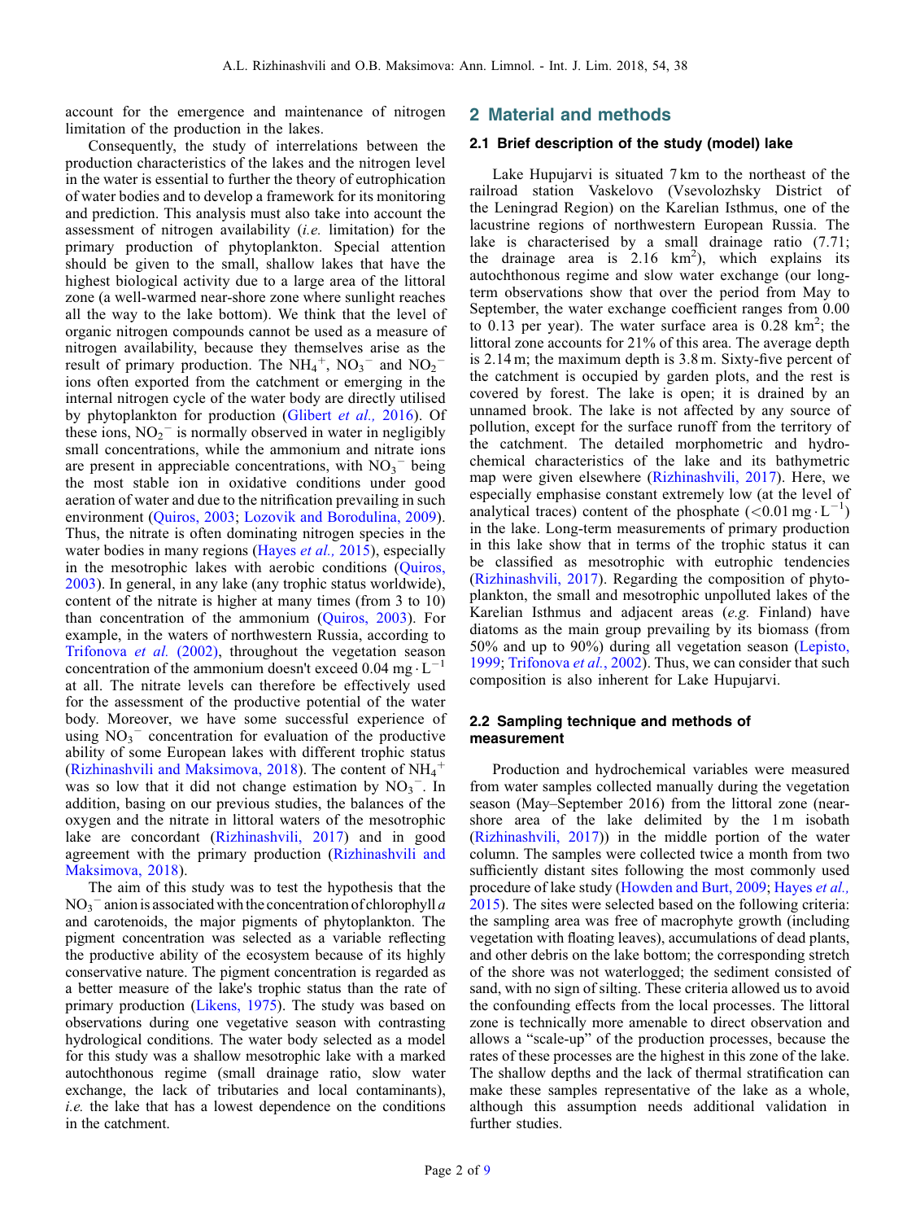account for the emergence and maintenance of nitrogen limitation of the production in the lakes.

Consequently, the study of interrelations between the production characteristics of the lakes and the nitrogen level in the water is essential to further the theory of eutrophication of water bodies and to develop a framework for its monitoring and prediction. This analysis must also take into account the assessment of nitrogen availability (*i.e.* limitation) for the primary production of phytoplankton. Special attention should be given to the small, shallow lakes that have the highest biological activity due to a large area of the littoral zone (a well-warmed near-shore zone where sunlight reaches all the way to the lake bottom). We think that the level of organic nitrogen compounds cannot be used as a measure of nitrogen availability, because they themselves arise as the result of primary production. The $NH_4^+$, $NO_3^-$ and $NO_2^-$ ions often exported from the catchment or emerging in the internal nitrogen cycle of the water body are directly utilised by phytoplankton for production (Glibert *et al.,* 2016). Of these ions, $NO_2^-$ is normally observed in water in negligibly small concentrations, while the ammonium and nitrate ions are present in appreciable concentrations, with $NO_3^-$ being the most stable ion in oxidative conditions under good aeration of water and due to the nitrification prevailing in such environment (Quiros, 2003; Lozovik and Borodulina, 2009). Thus, the nitrate is often dominating nitrogen species in the water bodies in many regions (Hayes *et al.,* 2015), especially in the mesotrophic lakes with aerobic conditions (Quiros, 2003). In general, in any lake (any trophic status worldwide), content of the nitrate is higher at many times (from 3 to 10) than concentration of the ammonium (Quiros, 2003). For example, in the waters of northwestern Russia, according to Trifonova *et al.* (2002), throughout the vegetation season concentration of the ammonium doesn't exceed 0.04 $mg \cdot L^{-1}$ at all. The nitrate levels can therefore be effectively used for the assessment of the productive potential of the water body. Moreover, we have some successful experience of using $NO_3^-$ concentration for evaluation of the productive ability of some European lakes with different trophic status (Rizhinashvili and Maksimova, 2018). The content of $NH_4^+$ was so low that it did not change estimation by $NO_3^-$. In addition, basing on our previous studies, the balances of the oxygen and the nitrate in littoral waters of the mesotrophic lake are concordant (Rizhinashvili, 2017) and in good agreement with the primary production (Rizhinashvili and Maksimova, 2018).

The aim of this study was to test the hypothesis that the $NO_3^-$ anion is associated with the concentration of chlorophyll *a* and carotenoids, the major pigments of phytoplankton. The pigment concentration was selected as a variable reflecting the productive ability of the ecosystem because of its highly conservative nature. The pigment concentration is regarded as a better measure of the lake's trophic status than the rate of primary production (Likens, 1975). The study was based on observations during one vegetative season with contrasting hydrological conditions. The water body selected as a model for this study was a shallow mesotrophic lake with a marked autochthonous regime (small drainage ratio, slow water exchange, the lack of tributaries and local contaminants), *i.e.* the lake that has a lowest dependence on the conditions in the catchment.

## 2 Material and methods

### 2.1 Brief description of the study (model) lake

Lake Hupujarvi is situated 7 km to the northeast of the railroad station Vaskelovo (Vsevolozhsky District of the Leningrad Region) on the Karelian Isthmus, one of the lacustrine regions of northwestern European Russia. The lake is characterised by a small drainage ratio (7.71; the drainage area is 2.16 $km^2$), which explains its autochthonous regime and slow water exchange (our long-term observations show that over the period from May to September, the water exchange coefficient ranges from 0.00 to 0.13 per year). The water surface area is 0.28 $km^2$; the littoral zone accounts for 21% of this area. The average depth is 2.14 m; the maximum depth is 3.8 m. Sixty-five percent of the catchment is occupied by garden plots, and the rest is covered by forest. The lake is open; it is drained by an unnamed brook. The lake is not affected by any source of pollution, except for the surface runoff from the territory of the catchment. The detailed morphometric and hydrochemical characteristics of the lake and its bathymetric map were given elsewhere (Rizhinashvili, 2017). Here, we especially emphasise constant extremely low (at the level of analytical traces) content of the phosphate ($<0.01\ mg \cdot L^{-1}$) in the lake. Long-term measurements of primary production in this lake show that in terms of the trophic status it can be classified as mesotrophic with eutrophic tendencies (Rizhinashvili, 2017). Regarding the composition of phytoplankton, the small and mesotrophic unpolluted lakes of the Karelian Isthmus and adjacent areas (*e.g.* Finland) have diatoms as the main group prevailing by its biomass (from 50% and up to 90%) during all vegetation season (Lepisto, 1999; Trifonova *et al.*, 2002). Thus, we can consider that such composition is also inherent for Lake Hupujarvi.

### 2.2 Sampling technique and methods of measurement

Production and hydrochemical variables were measured from water samples collected manually during the vegetation season (May–September 2016) from the littoral zone (near-shore area of the lake delimited by the 1 m isobath (Rizhinashvili, 2017)) in the middle portion of the water column. The samples were collected twice a month from two sufficiently distant sites following the most commonly used procedure of lake study (Howden and Burt, 2009; Hayes *et al.,* 2015). The sites were selected based on the following criteria: the sampling area was free of macrophyte growth (including vegetation with floating leaves), accumulations of dead plants, and other debris on the lake bottom; the corresponding stretch of the shore was not waterlogged; the sediment consisted of sand, with no sign of silting. These criteria allowed us to avoid the confounding effects from the local processes. The littoral zone is technically more amenable to direct observation and allows a "scale-up" of the production processes, because the rates of these processes are the highest in this zone of the lake. The shallow depths and the lack of thermal stratification can make these samples representative of the lake as a whole, although this assumption needs additional validation in further studies.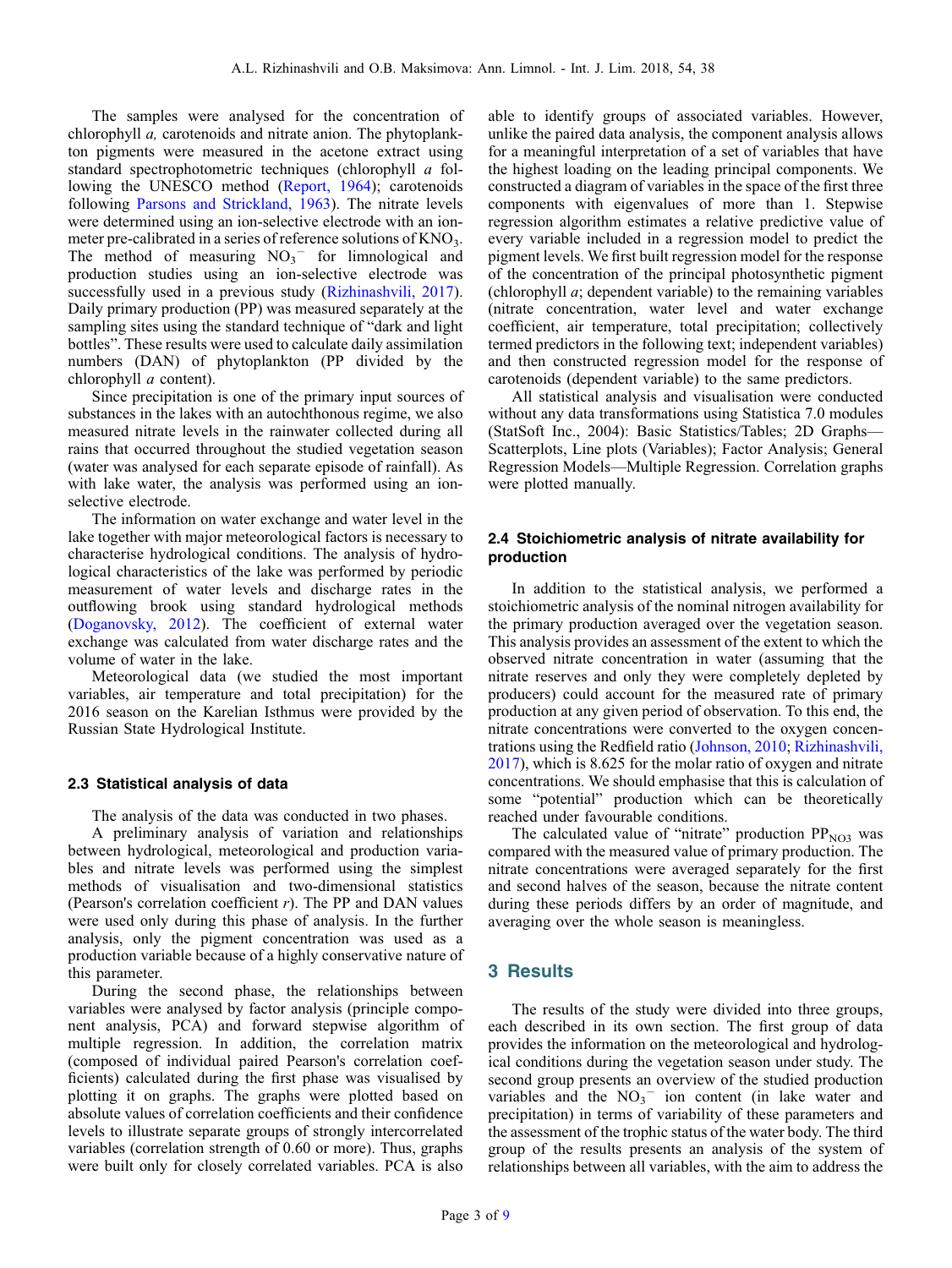The samples were analysed for the concentration of chlorophyll *a,* carotenoids and nitrate anion. The phytoplankton pigments were measured in the acetone extract using standard spectrophotometric techniques (chlorophyll *a* following the UNESCO method (Report, 1964); carotenoids following Parsons and Strickland, 1963). The nitrate levels were determined using an ion-selective electrode with an ion-meter pre-calibrated in a series of reference solutions of $KNO_3$. The method of measuring $NO_3^-$ for limnological and production studies using an ion-selective electrode was successfully used in a previous study (Rizhinashvili, 2017). Daily primary production (PP) was measured separately at the sampling sites using the standard technique of "dark and light bottles". These results were used to calculate daily assimilation numbers (DAN) of phytoplankton (PP divided by the chlorophyll *a* content).

Since precipitation is one of the primary input sources of substances in the lakes with an autochthonous regime, we also measured nitrate levels in the rainwater collected during all rains that occurred throughout the studied vegetation season (water was analysed for each separate episode of rainfall). As with lake water, the analysis was performed using an ion-selective electrode.

The information on water exchange and water level in the lake together with major meteorological factors is necessary to characterise hydrological conditions. The analysis of hydrological characteristics of the lake was performed by periodic measurement of water levels and discharge rates in the outflowing brook using standard hydrological methods (Doganovsky, 2012). The coefficient of external water exchange was calculated from water discharge rates and the volume of water in the lake.

Meteorological data (we studied the most important variables, air temperature and total precipitation) for the 2016 season on the Karelian Isthmus were provided by the Russian State Hydrological Institute.

### 2.3 Statistical analysis of data

The analysis of the data was conducted in two phases.

A preliminary analysis of variation and relationships between hydrological, meteorological and production variables and nitrate levels was performed using the simplest methods of visualisation and two-dimensional statistics (Pearson's correlation coefficient *r*). The PP and DAN values were used only during this phase of analysis. In the further analysis, only the pigment concentration was used as a production variable because of a highly conservative nature of this parameter.

During the second phase, the relationships between variables were analysed by factor analysis (principle component analysis, PCA) and forward stepwise algorithm of multiple regression. In addition, the correlation matrix (composed of individual paired Pearson's correlation coefficients) calculated during the first phase was visualised by plotting it on graphs. The graphs were plotted based on absolute values of correlation coefficients and their confidence levels to illustrate separate groups of strongly intercorrelated variables (correlation strength of 0.60 or more). Thus, graphs were built only for closely correlated variables. PCA is also able to identify groups of associated variables. However, unlike the paired data analysis, the component analysis allows for a meaningful interpretation of a set of variables that have the highest loading on the leading principal components. We constructed a diagram of variables in the space of the first three components with eigenvalues of more than 1. Stepwise regression algorithm estimates a relative predictive value of every variable included in a regression model to predict the pigment levels. We first built regression model for the response of the concentration of the principal photosynthetic pigment (chlorophyll *a*; dependent variable) to the remaining variables (nitrate concentration, water level and water exchange coefficient, air temperature, total precipitation; collectively termed predictors in the following text; independent variables) and then constructed regression model for the response of carotenoids (dependent variable) to the same predictors.

All statistical analysis and visualisation were conducted without any data transformations using Statistica 7.0 modules (StatSoft Inc., 2004): Basic Statistics/Tables; 2D Graphs—Scatterplots, Line plots (Variables); Factor Analysis; General Regression Models—Multiple Regression. Correlation graphs were plotted manually.

### 2.4 Stoichiometric analysis of nitrate availability for production

In addition to the statistical analysis, we performed a stoichiometric analysis of the nominal nitrogen availability for the primary production averaged over the vegetation season. This analysis provides an assessment of the extent to which the observed nitrate concentration in water (assuming that the nitrate reserves and only they were completely depleted by producers) could account for the measured rate of primary production at any given period of observation. To this end, the nitrate concentrations were converted to the oxygen concentrations using the Redfield ratio (Johnson, 2010; Rizhinashvili, 2017), which is 8.625 for the molar ratio of oxygen and nitrate concentrations. We should emphasise that this is calculation of some "potential" production which can be theoretically reached under favourable conditions.

The calculated value of "nitrate" production $PP_{NO3}$ was compared with the measured value of primary production. The nitrate concentrations were averaged separately for the first and second halves of the season, because the nitrate content during these periods differs by an order of magnitude, and averaging over the whole season is meaningless.

## 3 Results

The results of the study were divided into three groups, each described in its own section. The first group of data provides the information on the meteorological and hydrological conditions during the vegetation season under study. The second group presents an overview of the studied production variables and the $NO_3^-$ ion content (in lake water and precipitation) in terms of variability of these parameters and the assessment of the trophic status of the water body. The third group of the results presents an analysis of the system of relationships between all variables, with the aim to address the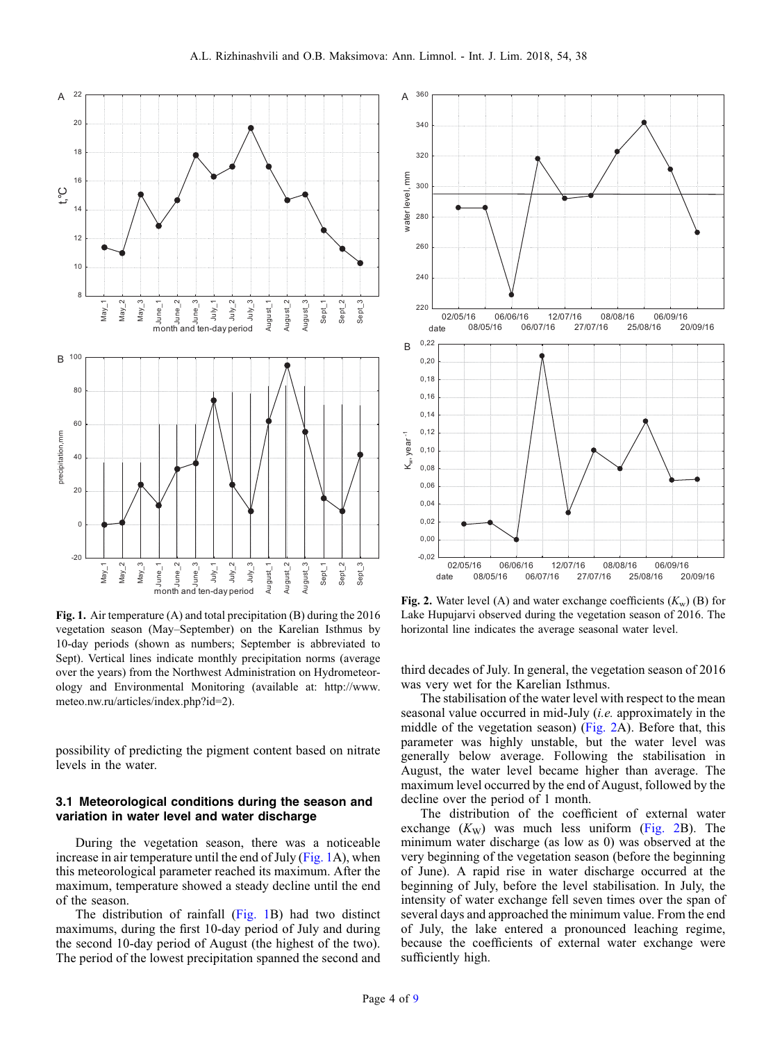**Fig. 1.** Air temperature (A) and total precipitation (B) during the 2016 vegetation season (May–September) on the Karelian Isthmus by 10-day periods (shown as numbers; September is abbreviated to Sept). Vertical lines indicate monthly precipitation norms (average over the years) from the Northwest Administration on Hydrometeorology and Environmental Monitoring (available at: http://www.meteo.nw.ru/articles/index.php?id=2).

**Fig. 2.** Water level (A) and water exchange coefficients ($K_w$) (B) for Lake Hupujarvi observed during the vegetation season of 2016. The horizontal line indicates the average seasonal water level.

possibility of predicting the pigment content based on nitrate levels in the water.

### 3.1 Meteorological conditions during the season and variation in water level and water discharge

During the vegetation season, there was a noticeable increase in air temperature until the end of July (Fig. 1A), when this meteorological parameter reached its maximum. After the maximum, temperature showed a steady decline until the end of the season.

The distribution of rainfall (Fig. 1B) had two distinct maximums, during the first 10-day period of July and during the second 10-day period of August (the highest of the two). The period of the lowest precipitation spanned the second and third decades of July. In general, the vegetation season of 2016 was very wet for the Karelian Isthmus.

The stabilisation of the water level with respect to the mean seasonal value occurred in mid-July (*i.e.* approximately in the middle of the vegetation season) (Fig. 2A). Before that, this parameter was highly unstable, but the water level was generally below average. Following the stabilisation in August, the water level became higher than average. The maximum level occurred by the end of August, followed by the decline over the period of 1 month.

The distribution of the coefficient of external water exchange ($K_W$) was much less uniform (Fig. 2B). The minimum water discharge (as low as 0) was observed at the very beginning of the vegetation season (before the beginning of June). A rapid rise in water discharge occurred at the beginning of July, before the level stabilisation. In July, the intensity of water exchange fell seven times over the span of several days and approached the minimum value. From the end of July, the lake entered a pronounced leaching regime, because the coefficients of external water exchange were sufficiently high.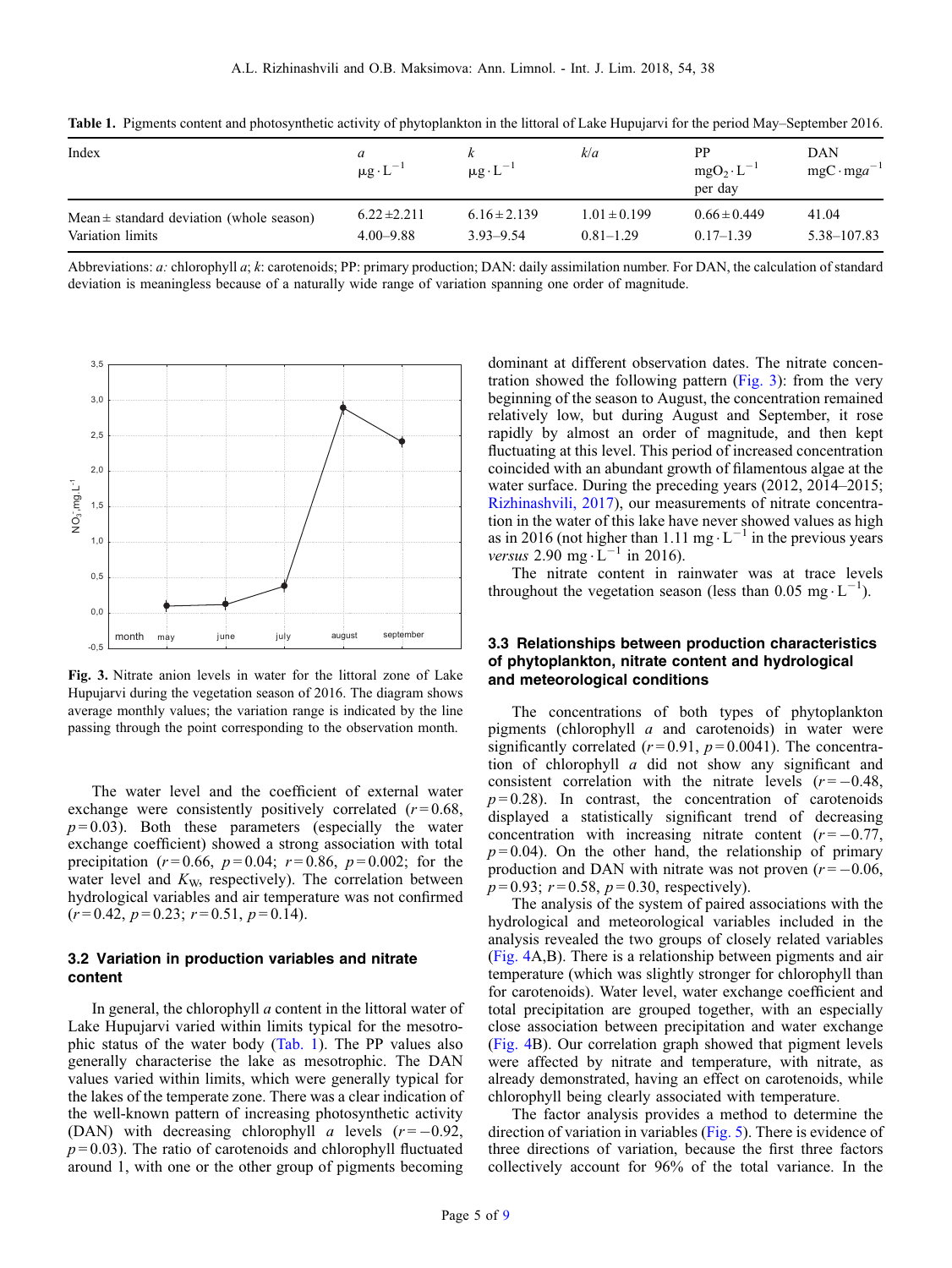**Table 1.** Pigments content and photosynthetic activity of phytoplankton in the littoral of Lake Hupujarvi for the period May–September 2016.

| Index | $a$ $\mu g \cdot L^{-1}$ | $k$ $\mu g \cdot L^{-1}$ | $k/a$ | PP $mgO_2 \cdot L^{-1}$ per day | DAN $mgC \cdot mga^{-1}$ |
|---|---|---|---|---|---|
| Mean ± standard deviation (whole season) | 6.22 ± 2.211 | 6.16 ± 2.139 | 1.01 ± 0.199 | 0.66 ± 0.449 | 41.04 |
| Variation limits | 4.00–9.88 | 3.93–9.54 | 0.81–1.29 | 0.17–1.39 | 5.38–107.83 |

Abbreviations: *a:* chlorophyll *a*; *k*: carotenoids; PP: primary production; DAN: daily assimilation number. For DAN, the calculation of standard deviation is meaningless because of a naturally wide range of variation spanning one order of magnitude.

**Fig. 3.** Nitrate anion levels in water for the littoral zone of Lake Hupujarvi during the vegetation season of 2016. The diagram shows average monthly values; the variation range is indicated by the line passing through the point corresponding to the observation month.

The water level and the coefficient of external water exchange were consistently positively correlated ($r = 0.68$, $p = 0.03$). Both these parameters (especially the water exchange coefficient) showed a strong association with total precipitation ($r = 0.66$, $p = 0.04$; $r = 0.86$, $p = 0.002$; for the water level and $K_W$, respectively). The correlation between hydrological variables and air temperature was not confirmed ($r = 0.42$, $p = 0.23$; $r = 0.51$, $p = 0.14$).

### 3.2 Variation in production variables and nitrate content

In general, the chlorophyll *a* content in the littoral water of Lake Hupujarvi varied within limits typical for the mesotrophic status of the water body (Tab. 1). The PP values also generally characterise the lake as mesotrophic. The DAN values varied within limits, which were generally typical for the lakes of the temperate zone. There was a clear indication of the well-known pattern of increasing photosynthetic activity (DAN) with decreasing chlorophyll *a* levels ($r = -0.92$, $p = 0.03$). The ratio of carotenoids and chlorophyll fluctuated around 1, with one or the other group of pigments becoming dominant at different observation dates. The nitrate concentration showed the following pattern (Fig. 3): from the very beginning of the season to August, the concentration remained relatively low, but during August and September, it rose rapidly by almost an order of magnitude, and then kept fluctuating at this level. This period of increased concentration coincided with an abundant growth of filamentous algae at the water surface. During the preceding years (2012, 2014–2015; Rizhinashvili, 2017), our measurements of nitrate concentration in the water of this lake have never showed values as high as in 2016 (not higher than 1.11 $mg \cdot L^{-1}$ in the previous years *versus* 2.90 $mg \cdot L^{-1}$ in 2016).

The nitrate content in rainwater was at trace levels throughout the vegetation season (less than 0.05 $mg \cdot L^{-1}$).

### 3.3 Relationships between production characteristics of phytoplankton, nitrate content and hydrological and meteorological conditions

The concentrations of both types of phytoplankton pigments (chlorophyll *a* and carotenoids) in water were significantly correlated ($r = 0.91$, $p = 0.0041$). The concentration of chlorophyll *a* did not show any significant and consistent correlation with the nitrate levels ($r = -0.48$, $p = 0.28$). In contrast, the concentration of carotenoids displayed a statistically significant trend of decreasing concentration with increasing nitrate content ($r = -0.77$, $p = 0.04$). On the other hand, the relationship of primary production and DAN with nitrate was not proven ($r = -0.06$, $p = 0.93$; $r = 0.58$, $p = 0.30$, respectively).

The analysis of the system of paired associations with the hydrological and meteorological variables included in the analysis revealed the two groups of closely related variables (Fig. 4A,B). There is a relationship between pigments and air temperature (which was slightly stronger for chlorophyll than for carotenoids). Water level, water exchange coefficient and total precipitation are grouped together, with an especially close association between precipitation and water exchange (Fig. 4B). Our correlation graph showed that pigment levels were affected by nitrate and temperature, with nitrate, as already demonstrated, having an effect on carotenoids, while chlorophyll being clearly associated with temperature.

The factor analysis provides a method to determine the direction of variation in variables (Fig. 5). There is evidence of three directions of variation, because the first three factors collectively account for 96% of the total variance. In the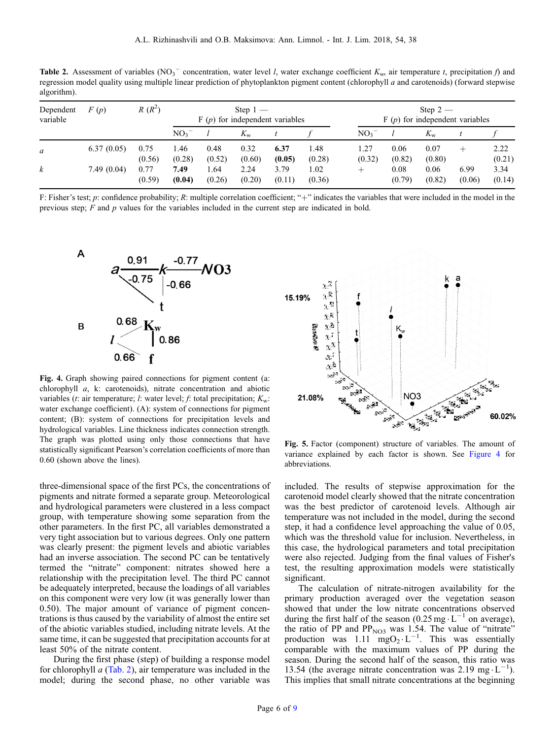**Table 2.** Assessment of variables ($NO_3^-$ concentration, water level *l*, water exchange coefficient $K_w$, air temperature *t*, precipitation *f*) and regression model quality using multiple linear prediction of phytoplankton pigment content (chlorophyll *a* and carotenoids) (forward stepwise algorithm).

| Dependent variable | F (*p*) | R ($R^2$) | Step 1 — F (*p*) for independent variables | | | | | Step 2 — F (*p*) for independent variables | | | | |
|---|---|---|---|---|---|---|---|---|---|---|---|---|
| | | | $NO_3^-$ | *l* | $K_w$ | *t* | *f* | $NO_3^-$ | *l* | $K_w$ | *t* | *f* |
| *a* | 6.37 (0.05) | 0.75 (0.56) | 1.46 (0.28) | 0.48 (0.52) | 0.32 (0.60) | **6.37 (0.05)** | 1.48 (0.28) | 1.27 (0.32) | 0.06 (0.82) | 0.07 (0.80) | + | 2.22 (0.21) |
| *k* | 7.49 (0.04) | 0.77 (0.59) | **7.49 (0.04)** | 1.64 (0.26) | 2.24 (0.20) | 3.79 (0.11) | 1.02 (0.36) | + | 0.08 (0.79) | 0.06 (0.82) | 6.99 (0.06) | 3.34 (0.14) |

F: Fisher's test; *p*: confidence probability; *R*: multiple correlation coefficient; "+" indicates the variables that were included in the model in the previous step; *F* and *p* values for the variables included in the current step are indicated in bold.

**Fig. 4.** Graph showing paired connections for pigment content (a: chlorophyll *a*, k: carotenoids), nitrate concentration and abiotic variables (*t*: air temperature; *l*: water level; *f*: total precipitation; $K_w$: water exchange coefficient). (A): system of connections for pigment content; (B): system of connections for precipitation levels and hydrological variables. Line thickness indicates connection strength. The graph was plotted using only those connections that have statistically significant Pearson's correlation coefficients of more than 0.60 (shown above the lines).

**Fig. 5.** Factor (component) structure of variables. The amount of variance explained by each factor is shown. See Figure 4 for abbreviations.

three-dimensional space of the first PCs, the concentrations of pigments and nitrate formed a separate group. Meteorological and hydrological parameters were clustered in a less compact group, with temperature showing some separation from the other parameters. In the first PC, all variables demonstrated a very tight association but to various degrees. Only one pattern was clearly present: the pigment levels and abiotic variables had an inverse association. The second PC can be tentatively termed the "nitrate" component: nitrates showed here a relationship with the precipitation level. The third PC cannot be adequately interpreted, because the loadings of all variables on this component were very low (it was generally lower than 0.50). The major amount of variance of pigment concentrations is thus caused by the variability of almost the entire set of the abiotic variables studied, including nitrate levels. At the same time, it can be suggested that precipitation accounts for at least 50% of the nitrate content.

During the first phase (step) of building a response model for chlorophyll *a* (Tab. 2), air temperature was included in the model; during the second phase, no other variable was included. The results of stepwise approximation for the carotenoid model clearly showed that the nitrate concentration was the best predictor of carotenoid levels. Although air temperature was not included in the model, during the second step, it had a confidence level approaching the value of 0.05, which was the threshold value for inclusion. Nevertheless, in this case, the hydrological parameters and total precipitation were also rejected. Judging from the final values of Fisher's test, the resulting approximation models were statistically significant.

The calculation of nitrate-nitrogen availability for the primary production averaged over the vegetation season showed that under the low nitrate concentrations observed during the first half of the season ($0.25\ mg \cdot L^{-1}$ on average), the ratio of PP and $PP_{NO3}$ was 1.54. The value of "nitrate" production was 1.11 $mgO_2 \cdot L^{-1}$. This was essentially comparable with the maximum values of PP during the season. During the second half of the season, this ratio was 13.54 (the average nitrate concentration was $2.19\ mg \cdot L^{-1}$). This implies that small nitrate concentrations at the beginning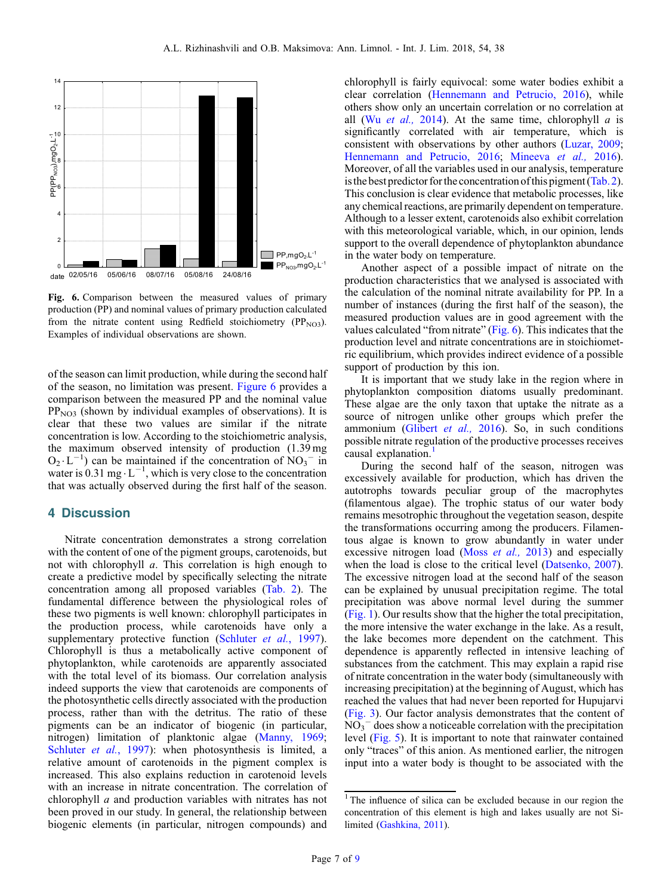Fig. 6. Comparison between the measured values of primary production (PP) and nominal values of primary production calculated from the nitrate content using Redfield stoichiometry ($PP_{NO3}$). Examples of individual observations are shown.

of the season can limit production, while during the second half of the season, no limitation was present. Figure 6 provides a comparison between the measured PP and the nominal value $PP_{NO3}$ (shown by individual examples of observations). It is clear that these two values are similar if the nitrate concentration is low. According to the stoichiometric analysis, the maximum observed intensity of production (1.39 mg $O_2 \cdot L^{-1}$) can be maintained if the concentration of $NO_3^-$ in water is 0.31 mg $\cdot L^{-1}$, which is very close to the concentration that was actually observed during the first half of the season.

## 4 Discussion

Nitrate concentration demonstrates a strong correlation with the content of one of the pigment groups, carotenoids, but not with chlorophyll *a*. This correlation is high enough to create a predictive model by specifically selecting the nitrate concentration among all proposed variables (Tab. 2). The fundamental difference between the physiological roles of these two pigments is well known: chlorophyll participates in the production process, while carotenoids have only a supplementary protective function (Schluter *et al.*, 1997). Chlorophyll is thus a metabolically active component of phytoplankton, while carotenoids are apparently associated with the total level of its biomass. Our correlation analysis indeed supports the view that carotenoids are components of the photosynthetic cells directly associated with the production process, rather than with the detritus. The ratio of these pigments can be an indicator of biogenic (in particular, nitrogen) limitation of planktonic algae (Manny, 1969; Schluter *et al.*, 1997): when photosynthesis is limited, a relative amount of carotenoids in the pigment complex is increased. This also explains reduction in carotenoid levels with an increase in nitrate concentration. The correlation of chlorophyll *a* and production variables with nitrates has not been proved in our study. In general, the relationship between biogenic elements (in particular, nitrogen compounds) and chlorophyll is fairly equivocal: some water bodies exhibit a clear correlation (Hennemann and Petrucio, 2016), while others show only an uncertain correlation or no correlation at all (Wu *et al.,* 2014). At the same time, chlorophyll *a* is significantly correlated with air temperature, which is consistent with observations by other authors (Luzar, 2009; Hennemann and Petrucio, 2016; Mineeva *et al.,* 2016). Moreover, of all the variables used in our analysis, temperature is the best predictor for the concentration of this pigment (Tab. 2). This conclusion is clear evidence that metabolic processes, like any chemical reactions, are primarily dependent on temperature. Although to a lesser extent, carotenoids also exhibit correlation with this meteorological variable, which, in our opinion, lends support to the overall dependence of phytoplankton abundance in the water body on temperature.

Another aspect of a possible impact of nitrate on the production characteristics that we analysed is associated with the calculation of the nominal nitrate availability for PP. In a number of instances (during the first half of the season), the measured production values are in good agreement with the values calculated "from nitrate" (Fig. 6). This indicates that the production level and nitrate concentrations are in stoichiometric equilibrium, which provides indirect evidence of a possible support of production by this ion.

It is important that we study lake in the region where in phytoplankton composition diatoms usually predominant. These algae are the only taxon that uptake the nitrate as a source of nitrogen unlike other groups which prefer the ammonium (Glibert *et al.,* 2016). So, in such conditions possible nitrate regulation of the productive processes receives causal explanation.[1]

During the second half of the season, nitrogen was excessively available for production, which has driven the autotrophs towards peculiar group of the macrophytes (filamentous algae). The trophic status of our water body remains mesotrophic throughout the vegetation season, despite the transformations occurring among the producers. Filamentous algae is known to grow abundantly in water under excessive nitrogen load (Moss *et al.,* 2013) and especially when the load is close to the critical level (Datsenko, 2007). The excessive nitrogen load at the second half of the season can be explained by unusual precipitation regime. The total precipitation was above normal level during the summer (Fig. 1). Our results show that the higher the total precipitation, the more intensive the water exchange in the lake. As a result, the lake becomes more dependent on the catchment. This dependence is apparently reflected in intensive leaching of substances from the catchment. This may explain a rapid rise of nitrate concentration in the water body (simultaneously with increasing precipitation) at the beginning of August, which has reached the values that had never been reported for Hupujarvi (Fig. 3). Our factor analysis demonstrates that the content of $NO_3^-$ does show a noticeable correlation with the precipitation level (Fig. 5). It is important to note that rainwater contained only "traces" of this anion. As mentioned earlier, the nitrogen input into a water body is thought to be associated with the

[1] The influence of silica can be excluded because in our region the concentration of this element is high and lakes usually are not Si-limited (Gashkina, 2011).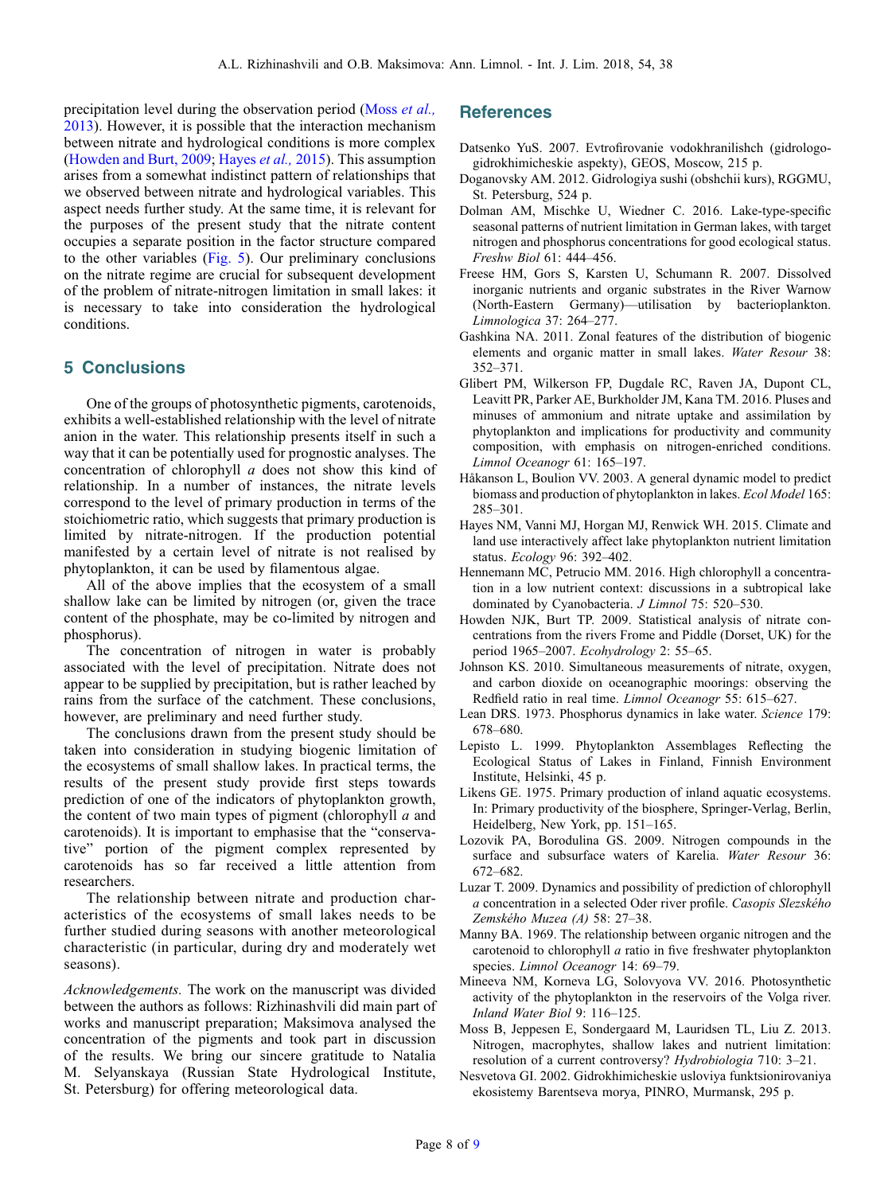precipitation level during the observation period (Moss *et al.,* 2013). However, it is possible that the interaction mechanism between nitrate and hydrological conditions is more complex (Howden and Burt, 2009; Hayes *et al.,* 2015). This assumption arises from a somewhat indistinct pattern of relationships that we observed between nitrate and hydrological variables. This aspect needs further study. At the same time, it is relevant for the purposes of the present study that the nitrate content occupies a separate position in the factor structure compared to the other variables (Fig. 5). Our preliminary conclusions on the nitrate regime are crucial for subsequent development of the problem of nitrate-nitrogen limitation in small lakes: it is necessary to take into consideration the hydrological conditions.

## 5 Conclusions

One of the groups of photosynthetic pigments, carotenoids, exhibits a well-established relationship with the level of nitrate anion in the water. This relationship presents itself in such a way that it can be potentially used for prognostic analyses. The concentration of chlorophyll *a* does not show this kind of relationship. In a number of instances, the nitrate levels correspond to the level of primary production in terms of the stoichiometric ratio, which suggests that primary production is limited by nitrate-nitrogen. If the production potential manifested by a certain level of nitrate is not realised by phytoplankton, it can be used by filamentous algae.

All of the above implies that the ecosystem of a small shallow lake can be limited by nitrogen (or, given the trace content of the phosphate, may be co-limited by nitrogen and phosphorus).

The concentration of nitrogen in water is probably associated with the level of precipitation. Nitrate does not appear to be supplied by precipitation, but is rather leached by rains from the surface of the catchment. These conclusions, however, are preliminary and need further study.

The conclusions drawn from the present study should be taken into consideration in studying biogenic limitation of the ecosystems of small shallow lakes. In practical terms, the results of the present study provide first steps towards prediction of one of the indicators of phytoplankton growth, the content of two main types of pigment (chlorophyll *a* and carotenoids). It is important to emphasise that the "conservative" portion of the pigment complex represented by carotenoids has so far received a little attention from researchers.

The relationship between nitrate and production characteristics of the ecosystems of small lakes needs to be further studied during seasons with another meteorological characteristic (in particular, during dry and moderately wet seasons).

*Acknowledgements.* The work on the manuscript was divided between the authors as follows: Rizhinashvili did main part of works and manuscript preparation; Maksimova analysed the concentration of the pigments and took part in discussion of the results. We bring our sincere gratitude to Natalia M. Selyanskaya (Russian State Hydrological Institute, St. Petersburg) for offering meteorological data.

## References

Datsenko YuS. 2007. Evtrofirovanie vodokhranilishch (gidrologo-gidrokhimicheskie aspekty), GEOS, Moscow, 215 p.

Doganovsky AM. 2012. Gidrologiya sushi (obshchii kurs), RGGMU, St. Petersburg, 524 p.

Dolman AM, Mischke U, Wiedner C. 2016. Lake-type-specific seasonal patterns of nutrient limitation in German lakes, with target nitrogen and phosphorus concentrations for good ecological status. *Freshw Biol* 61: 444–456.

Freese HM, Gors S, Karsten U, Schumann R. 2007. Dissolved inorganic nutrients and organic substrates in the River Warnow (North-Eastern Germany)—utilisation by bacterioplankton. *Limnologica* 37: 264–277.

Gashkina NA. 2011. Zonal features of the distribution of biogenic elements and organic matter in small lakes. *Water Resour* 38: 352–371.

Glibert PM, Wilkerson FP, Dugdale RC, Raven JA, Dupont CL, Leavitt PR, Parker AE, Burkholder JM, Kana TM. 2016. Pluses and minuses of ammonium and nitrate uptake and assimilation by phytoplankton and implications for productivity and community composition, with emphasis on nitrogen-enriched conditions. *Limnol Oceanogr* 61: 165–197.

Håkanson L, Boulion VV. 2003. A general dynamic model to predict biomass and production of phytoplankton in lakes. *Ecol Model* 165: 285–301.

Hayes NM, Vanni MJ, Horgan MJ, Renwick WH. 2015. Climate and land use interactively affect lake phytoplankton nutrient limitation status. *Ecology* 96: 392–402.

Hennemann MC, Petrucio MM. 2016. High chlorophyll a concentration in a low nutrient context: discussions in a subtropical lake dominated by Cyanobacteria. *J Limnol* 75: 520–530.

Howden NJK, Burt TP. 2009. Statistical analysis of nitrate concentrations from the rivers Frome and Piddle (Dorset, UK) for the period 1965–2007. *Ecohydrology* 2: 55–65.

Johnson KS. 2010. Simultaneous measurements of nitrate, oxygen, and carbon dioxide on oceanographic moorings: observing the Redfield ratio in real time. *Limnol Oceanogr* 55: 615–627.

Lean DRS. 1973. Phosphorus dynamics in lake water. *Science* 179: 678–680.

Lepisto L. 1999. Phytoplankton Assemblages Reflecting the Ecological Status of Lakes in Finland, Finnish Environment Institute, Helsinki, 45 p.

Likens GE. 1975. Primary production of inland aquatic ecosystems. In: Primary productivity of the biosphere, Springer-Verlag, Berlin, Heidelberg, New York, pp. 151–165.

Lozovik PA, Borodulina GS. 2009. Nitrogen compounds in the surface and subsurface waters of Karelia. *Water Resour* 36: 672–682.

Luzar T. 2009. Dynamics and possibility of prediction of chlorophyll *a* concentration in a selected Oder river profile. *Casopis Slezského Zemského Muzea (A)* 58: 27–38.

Manny BA. 1969. The relationship between organic nitrogen and the carotenoid to chlorophyll *a* ratio in five freshwater phytoplankton species. *Limnol Oceanogr* 14: 69–79.

Mineeva NM, Korneva LG, Solovyova VV. 2016. Photosynthetic activity of the phytoplankton in the reservoirs of the Volga river. *Inland Water Biol* 9: 116–125.

Moss B, Jeppesen E, Sondergaard M, Lauridsen TL, Liu Z. 2013. Nitrogen, macrophytes, shallow lakes and nutrient limitation: resolution of a current controversy? *Hydrobiologia* 710: 3–21.

Nesvetova GI. 2002. Gidrokhimicheskie usloviya funktsionirovaniya ekosistemy Barentseva morya, PINRO, Murmansk, 295 p.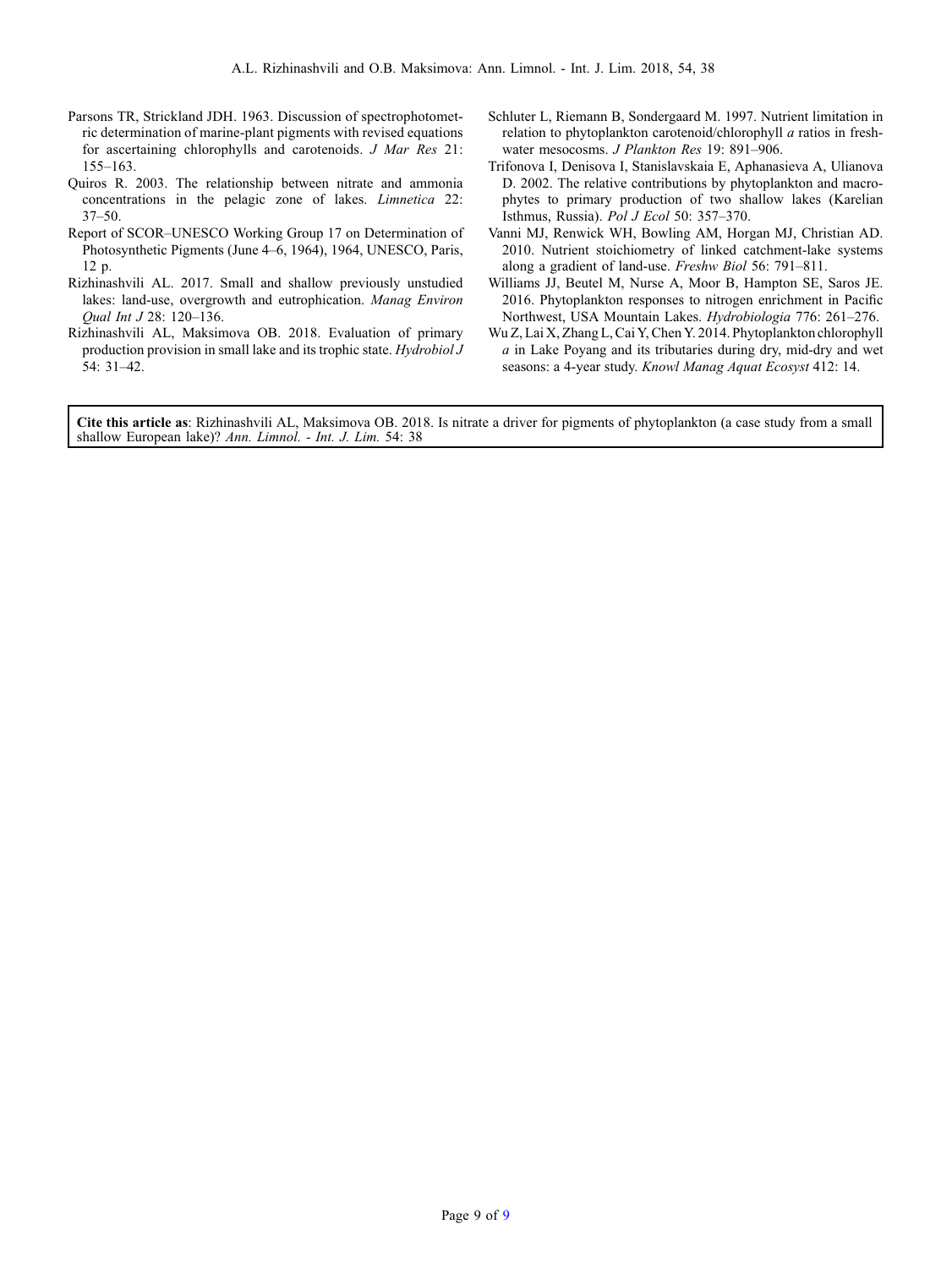Parsons TR, Strickland JDH. 1963. Discussion of spectrophotometric determination of marine-plant pigments with revised equations for ascertaining chlorophylls and carotenoids. *J Mar Res* 21: 155–163.

Quiros R. 2003. The relationship between nitrate and ammonia concentrations in the pelagic zone of lakes. *Limnetica* 22: 37–50.

Report of SCOR–UNESCO Working Group 17 on Determination of Photosynthetic Pigments (June 4–6, 1964), 1964, UNESCO, Paris, 12 p.

Rizhinashvili AL. 2017. Small and shallow previously unstudied lakes: land-use, overgrowth and eutrophication. *Manag Environ Qual Int J* 28: 120–136.

Rizhinashvili AL, Maksimova OB. 2018. Evaluation of primary production provision in small lake and its trophic state. *Hydrobiol J* 54: 31–42.

Schluter L, Riemann B, Sondergaard M. 1997. Nutrient limitation in relation to phytoplankton carotenoid/chlorophyll *a* ratios in freshwater mesocosms. *J Plankton Res* 19: 891–906.

Trifonova I, Denisova I, Stanislavskaia E, Aphanasieva A, Ulianova D. 2002. The relative contributions by phytoplankton and macrophytes to primary production of two shallow lakes (Karelian Isthmus, Russia). *Pol J Ecol* 50: 357–370.

Vanni MJ, Renwick WH, Bowling AM, Horgan MJ, Christian AD. 2010. Nutrient stoichiometry of linked catchment-lake systems along a gradient of land-use. *Freshw Biol* 56: 791–811.

Williams JJ, Beutel M, Nurse A, Moor B, Hampton SE, Saros JE. 2016. Phytoplankton responses to nitrogen enrichment in Pacific Northwest, USA Mountain Lakes. *Hydrobiologia* 776: 261–276.

Wu Z, Lai X, Zhang L, Cai Y, Chen Y. 2014. Phytoplankton chlorophyll *a* in Lake Poyang and its tributaries during dry, mid-dry and wet seasons: a 4-year study. *Knowl Manag Aquat Ecosyst* 412: 14.

**Cite this article as**: Rizhinashvili AL, Maksimova OB. 2018. Is nitrate a driver for pigments of phytoplankton (a case study from a small shallow European lake)? *Ann. Limnol. - Int. J. Lim.* 54: 38